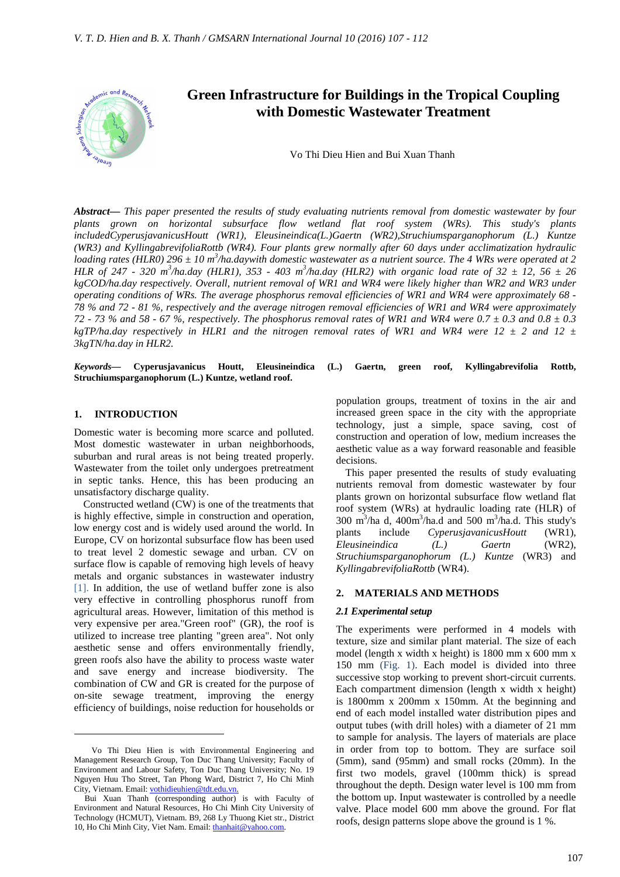# Green Infrastructure for Buildings in the Tropical Coupling with Domestic Wastewater Treatment

Vo Thi Dieu Hien and Bui Xuan Thanh

***Abstract—*** *This paper presented the results of study evaluating nutrients removal from domestic wastewater by four plants grown on horizontal subsurface flow wetland flat roof system (WRs). This study's plants includedCyperusjavanicusHoutt (WR1), Eleusineindica(L.)Gaertn (WR2),Struchiumsparganophorum (L.) Kuntze (WR3) and KyllingabrevifoliaRottb (WR4). Four plants grew normally after 60 days under acclimatization hydraulic loading rates (HLR0) 296 ± 10 $m^3$/ha.daywith domestic wastewater as a nutrient source. The 4 WRs were operated at 2 HLR of 247 - 320 $m^3$/ha.day (HLR1), 353 - 403 $m^3$/ha.day (HLR2) with organic load rate of 32 ± 12, 56 ± 26 kgCOD/ha.day respectively. Overall, nutrient removal of WR1 and WR4 were likely higher than WR2 and WR3 under operating conditions of WRs. The average phosphorus removal efficiencies of WR1 and WR4 were approximately 68 - 78 % and 72 - 81 %, respectively and the average nitrogen removal efficiencies of WR1 and WR4 were approximately 72 - 73 % and 58 - 67 %, respectively. The phosphorus removal rates of WR1 and WR4 were 0.7 ± 0.3 and 0.8 ± 0.3 kgTP/ha.day respectively in HLR1 and the nitrogen removal rates of WR1 and WR4 were 12 ± 2 and 12 ± 3kgTN/ha.day in HLR2.*

***Keywords—*** **Cyperusjavanicus Houtt, Eleusineindica (L.) Gaertn, green roof, Kyllingabrevifolia Rottb, Struchiumsparganophorum (L.) Kuntze, wetland roof.**

## 1. INTRODUCTION

Domestic water is becoming more scarce and polluted. Most domestic wastewater in urban neighborhoods, suburban and rural areas is not being treated properly. Wastewater from the toilet only undergoes pretreatment in septic tanks. Hence, this has been producing an unsatisfactory discharge quality.

Constructed wetland (CW) is one of the treatments that is highly effective, simple in construction and operation, low energy cost and is widely used around the world. In Europe, CV on horizontal subsurface flow has been used to treat level 2 domestic sewage and urban. CV on surface flow is capable of removing high levels of heavy metals and organic substances in wastewater industry [1]. In addition, the use of wetland buffer zone is also very effective in controlling phosphorus runoff from agricultural areas. However, limitation of this method is very expensive per area."Green roof" (GR), the roof is utilized to increase tree planting "green area". Not only aesthetic sense and offers environmentally friendly, green roofs also have the ability to process waste water and save energy and increase biodiversity. The combination of CW and GR is created for the purpose of on-site sewage treatment, improving the energy efficiency of buildings, noise reduction for households or population groups, treatment of toxins in the air and increased green space in the city with the appropriate technology, just a simple, space saving, cost of construction and operation of low, medium increases the aesthetic value as a way forward reasonable and feasible decisions.

This paper presented the results of study evaluating nutrients removal from domestic wastewater by four plants grown on horizontal subsurface flow wetland flat roof system (WRs) at hydraulic loading rate (HLR) of 300 $m^3$/ha d, 400$m^3$/ha.d and 500 $m^3$/ha.d. This study's plants include *CyperusjavanicusHoutt* (WR1), *Eleusineindica (L.) Gaertn* (WR2), *Struchiumsparganophorum (L.) Kuntze* (WR3) and *KyllingabrevifoliaRottb* (WR4).

## 2. MATERIALS AND METHODS

### *2.1 Experimental setup*

The experiments were performed in 4 models with texture, size and similar plant material. The size of each model (length x width x height) is 1800 mm x 600 mm x 150 mm (Fig. 1). Each model is divided into three successive stop working to prevent short-circuit currents. Each compartment dimension (length x width x height) is 1800mm x 200mm x 150mm. At the beginning and end of each model installed water distribution pipes and output tubes (with drill holes) with a diameter of 21 mm to sample for analysis. The layers of materials are place in order from top to bottom. They are surface soil (5mm), sand (95mm) and small rocks (20mm). In the first two models, gravel (100mm thick) is spread throughout the depth. Design water level is 100 mm from the bottom up. Input wastewater is controlled by a needle valve. Place model 600 mm above the ground. For flat roofs, design patterns slope above the ground is 1 %.

---

Vo Thi Dieu Hien is with Environmental Engineering and Management Research Group, Ton Duc Thang University; Faculty of Environment and Labour Safety, Ton Duc Thang University; No. 19 Nguyen Huu Tho Street, Tan Phong Ward, District 7, Ho Chi Minh City, Vietnam. Email: vothidieuhien@tdt.edu.vn.

Bui Xuan Thanh (corresponding author) is with Faculty of Environment and Natural Resources, Ho Chi Minh City University of Technology (HCMUT), Vietnam. B9, 268 Ly Thuong Kiet str., District 10, Ho Chi Minh City, Viet Nam. Email: thanhait@yahoo.com.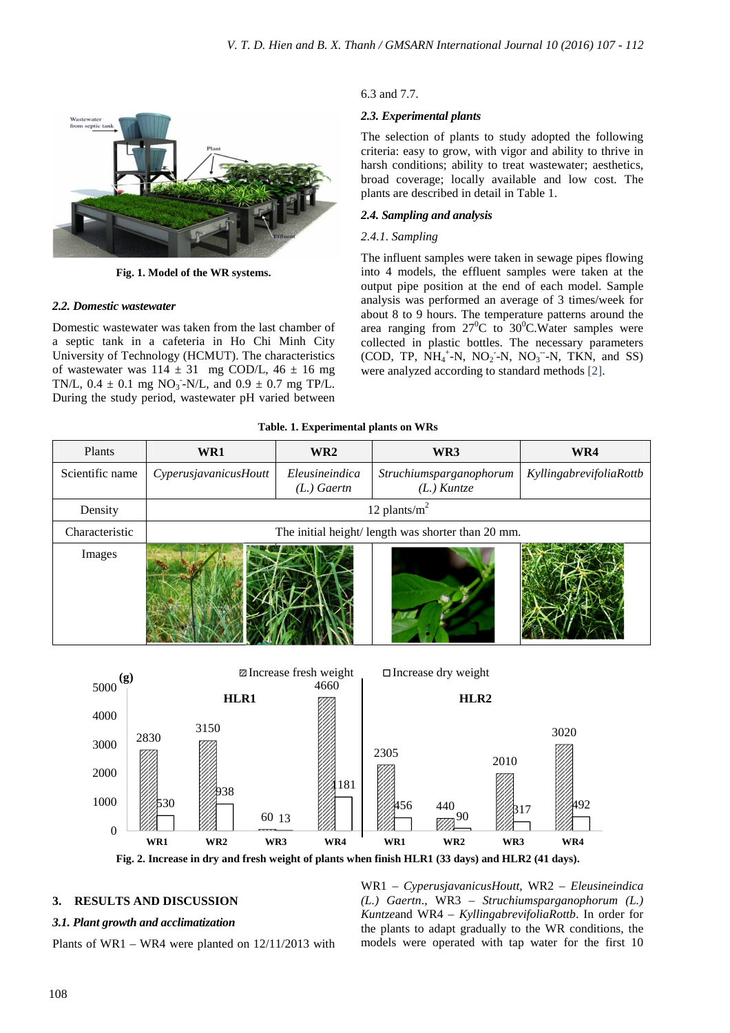Fig. 1. Model of the WR systems.

### 2.2. Domestic wastewater

Domestic wastewater was taken from the last chamber of a septic tank in a cafeteria in Ho Chi Minh City University of Technology (HCMUT). The characteristics of wastewater was 114 ± 31 mg COD/L, 46 ± 16 mg TN/L, 0.4 ± 0.1 mg $NO_3^-$-N/L, and 0.9 ± 0.7 mg TP/L. During the study period, wastewater pH varied between 6.3 and 7.7.

### 2.3. Experimental plants

The selection of plants to study adopted the following criteria: easy to grow, with vigor and ability to thrive in harsh conditions; ability to treat wastewater; aesthetics, broad coverage; locally available and low cost. The plants are described in detail in Table 1.

### 2.4. Sampling and analysis

#### 2.4.1. Sampling

The influent samples were taken in sewage pipes flowing into 4 models, the effluent samples were taken at the output pipe position at the end of each model. Sample analysis was performed an average of 3 times/week for about 8 to 9 hours. The temperature patterns around the area ranging from 27$^0$C to 30$^0$C.Water samples were collected in plastic bottles. The necessary parameters (COD, TP, $NH_4^+$-N, $NO_2^-$-N, $NO_3^{-}$-N, TKN, and SS) were analyzed according to standard methods [2].

**Table. 1. Experimental plants on WRs**

| Plants | WR1 | WR2 | WR3 | WR4 |
|---|---|---|---|---|
| Scientific name | *CyperusjavanicusHoutt* | *Eleusineindica (L.) Gaertn* | *Struchiumsparganophorum (L.) Kuntze* | *KyllingabrevifoliaRottb* |
| Density | 12 plants/m$^2$ | | | |
| Characteristic | The initial height/ length was shorter than 20 mm. | | | |
| Images | | | | |

Fig. 2. Increase in dry and fresh weight of plants when finish HLR1 (33 days) and HLR2 (41 days).

## 3. RESULTS AND DISCUSSION

### 3.1. Plant growth and acclimatization

Plants of WR1 – WR4 were planted on 12/11/2013 with WR1 – *CyperusjavanicusHoutt*, WR2 – *Eleusineindica (L.) Gaertn*., WR3 – *Struchiumsparganophorum (L.) Kuntze*and WR4 – *KyllingabrevifoliaRottb*. In order for the plants to adapt gradually to the WR conditions, the models were operated with tap water for the first 10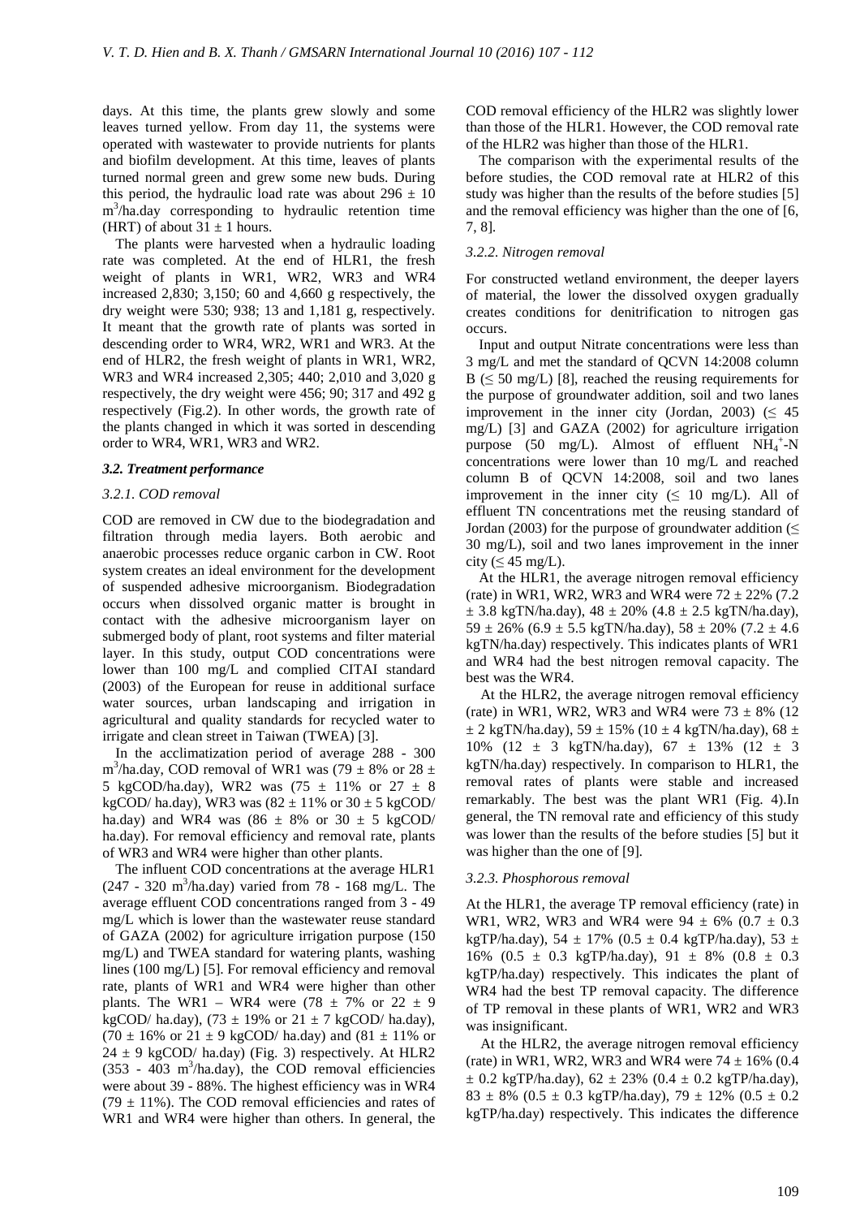days. At this time, the plants grew slowly and some leaves turned yellow. From day 11, the systems were operated with wastewater to provide nutrients for plants and biofilm development. At this time, leaves of plants turned normal green and grew some new buds. During this period, the hydraulic load rate was about $296 \pm 10$ $m^3$/ha.day corresponding to hydraulic retention time (HRT) of about $31 \pm 1$ hours.

The plants were harvested when a hydraulic loading rate was completed. At the end of HLR1, the fresh weight of plants in WR1, WR2, WR3 and WR4 increased 2,830; 3,150; 60 and 4,660 g respectively, the dry weight were 530; 938; 13 and 1,181 g, respectively. It meant that the growth rate of plants was sorted in descending order to WR4, WR2, WR1 and WR3. At the end of HLR2, the fresh weight of plants in WR1, WR2, WR3 and WR4 increased 2,305; 440; 2,010 and 3,020 g respectively, the dry weight were 456; 90; 317 and 492 g respectively (Fig.2). In other words, the growth rate of the plants changed in which it was sorted in descending order to WR4, WR1, WR3 and WR2.

### *3.2. Treatment performance*

#### *3.2.1. COD removal*

COD are removed in CW due to the biodegradation and filtration through media layers. Both aerobic and anaerobic processes reduce organic carbon in CW. Root system creates an ideal environment for the development of suspended adhesive microorganism. Biodegradation occurs when dissolved organic matter is brought in contact with the adhesive microorganism layer on submerged body of plant, root systems and filter material layer. In this study, output COD concentrations were lower than 100 mg/L and complied CITAI standard (2003) of the European for reuse in additional surface water sources, urban landscaping and irrigation in agricultural and quality standards for recycled water to irrigate and clean street in Taiwan (TWEA) [3].

In the acclimatization period of average 288 - 300 $m^3$/ha.day, COD removal of WR1 was ($79 \pm 8$% or $28 \pm 5$ kgCOD/ha.day), WR2 was ($75 \pm 11$% or $27 \pm 8$ kgCOD/ ha.day), WR3 was ($82 \pm 11$% or $30 \pm 5$ kgCOD/ ha.day) and WR4 was ($86 \pm 8$% or $30 \pm 5$ kgCOD/ ha.day). For removal efficiency and removal rate, plants of WR3 and WR4 were higher than other plants.

The influent COD concentrations at the average HLR1 (247 - 320 $m^3$/ha.day) varied from 78 - 168 mg/L. The average effluent COD concentrations ranged from 3 - 49 mg/L which is lower than the wastewater reuse standard of GAZA (2002) for agriculture irrigation purpose (150 mg/L) and TWEA standard for watering plants, washing lines (100 mg/L) [5]. For removal efficiency and removal rate, plants of WR1 and WR4 were higher than other plants. The WR1 – WR4 were ($78 \pm 7$% or $22 \pm 9$ kgCOD/ ha.day), ($73 \pm 19$% or $21 \pm 7$ kgCOD/ ha.day), ($70 \pm 16$% or $21 \pm 9$ kgCOD/ ha.day) and ($81 \pm 11$% or $24 \pm 9$ kgCOD/ ha.day) (Fig. 3) respectively. At HLR2 (353 - 403 $m^3$/ha.day), the COD removal efficiencies were about 39 - 88%. The highest efficiency was in WR4 ($79 \pm 11$%). The COD removal efficiencies and rates of WR1 and WR4 were higher than others. In general, the COD removal efficiency of the HLR2 was slightly lower than those of the HLR1. However, the COD removal rate of the HLR2 was higher than those of the HLR1.

The comparison with the experimental results of the before studies, the COD removal rate at HLR2 of this study was higher than the results of the before studies [5] and the removal efficiency was higher than the one of [6, 7, 8].

#### *3.2.2. Nitrogen removal*

For constructed wetland environment, the deeper layers of material, the lower the dissolved oxygen gradually creates conditions for denitrification to nitrogen gas occurs.

Input and output Nitrate concentrations were less than 3 mg/L and met the standard of QCVN 14:2008 column B ($\leq$ 50 mg/L) [8], reached the reusing requirements for the purpose of groundwater addition, soil and two lanes improvement in the inner city (Jordan, 2003) ($\leq$ 45 mg/L) [3] and GAZA (2002) for agriculture irrigation purpose (50 mg/L). Almost of effluent $NH_4^+$-N concentrations were lower than 10 mg/L and reached column B of QCVN 14:2008, soil and two lanes improvement in the inner city ($\leq$ 10 mg/L). All of effluent TN concentrations met the reusing standard of Jordan (2003) for the purpose of groundwater addition ($\leq$ 30 mg/L), soil and two lanes improvement in the inner city ($\leq$ 45 mg/L).

At the HLR1, the average nitrogen removal efficiency (rate) in WR1, WR2, WR3 and WR4 were $72 \pm 22$% ($7.2 \pm 3.8$ kgTN/ha.day), $48 \pm 20$% ($4.8 \pm 2.5$ kgTN/ha.day), $59 \pm 26$% ($6.9 \pm 5.5$ kgTN/ha.day), $58 \pm 20$% ($7.2 \pm 4.6$ kgTN/ha.day) respectively. This indicates plants of WR1 and WR4 had the best nitrogen removal capacity. The best was the WR4.

At the HLR2, the average nitrogen removal efficiency (rate) in WR1, WR2, WR3 and WR4 were $73 \pm 8$% ($12 \pm 2$ kgTN/ha.day), $59 \pm 15$% ($10 \pm 4$ kgTN/ha.day), $68 \pm 10$% ($12 \pm 3$ kgTN/ha.day), $67 \pm 13$% ($12 \pm 3$ kgTN/ha.day) respectively. In comparison to HLR1, the removal rates of plants were stable and increased remarkably. The best was the plant WR1 (Fig. 4).In general, the TN removal rate and efficiency of this study was lower than the results of the before studies [5] but it was higher than the one of [9].

#### *3.2.3. Phosphorous removal*

At the HLR1, the average TP removal efficiency (rate) in WR1, WR2, WR3 and WR4 were $94 \pm 6$% ($0.7 \pm 0.3$ kgTP/ha.day), $54 \pm 17$% ($0.5 \pm 0.4$ kgTP/ha.day), $53 \pm 16$% ($0.5 \pm 0.3$ kgTP/ha.day), $91 \pm 8$% ($0.8 \pm 0.3$ kgTP/ha.day) respectively. This indicates the plant of WR4 had the best TP removal capacity. The difference of TP removal in these plants of WR1, WR2 and WR3 was insignificant.

At the HLR2, the average nitrogen removal efficiency (rate) in WR1, WR2, WR3 and WR4 were $74 \pm 16$% ($0.4 \pm 0.2$ kgTP/ha.day), $62 \pm 23$% ($0.4 \pm 0.2$ kgTP/ha.day), $83 \pm 8$% ($0.5 \pm 0.3$ kgTP/ha.day), $79 \pm 12$% ($0.5 \pm 0.2$ kgTP/ha.day) respectively. This indicates the difference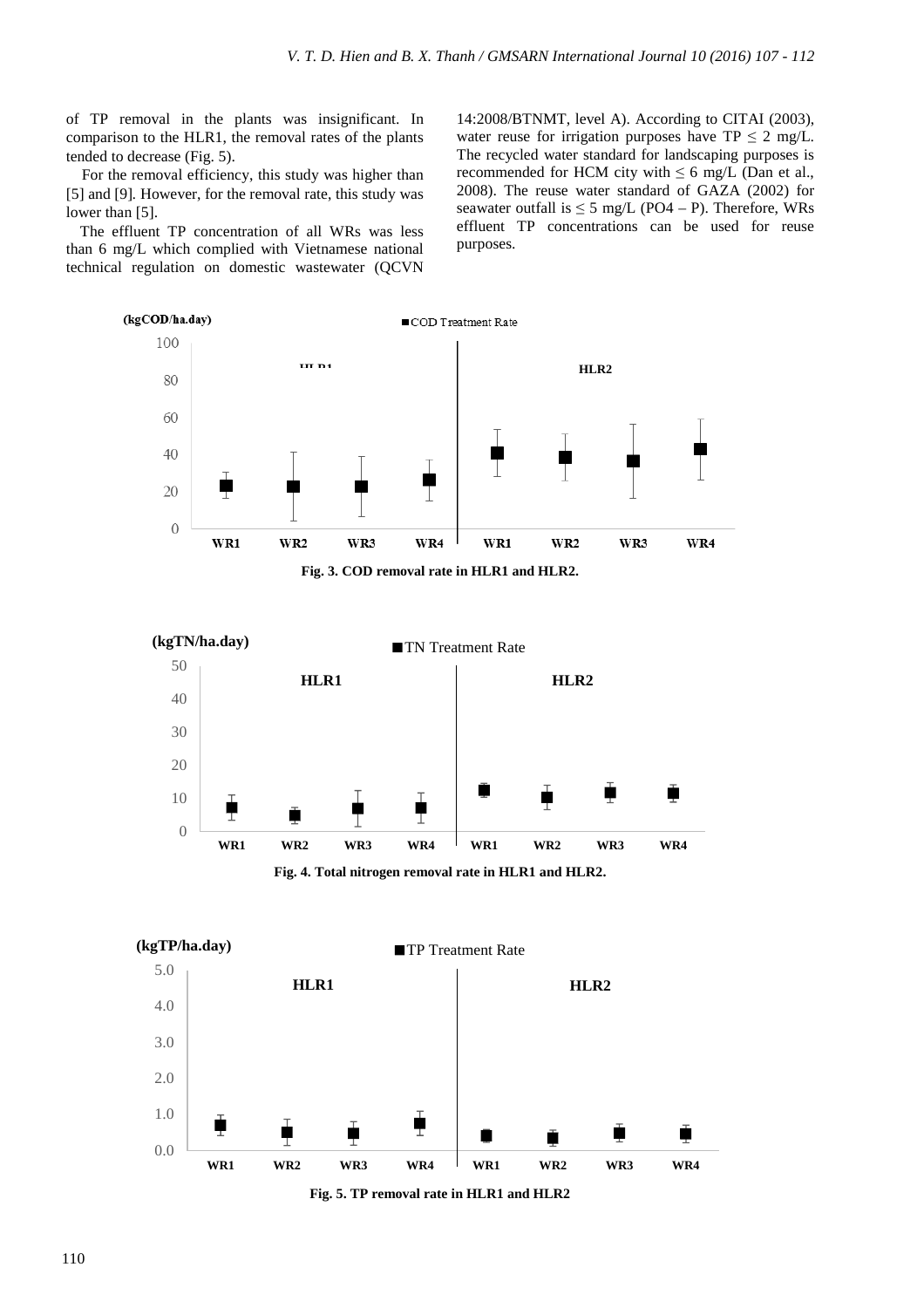of TP removal in the plants was insignificant. In comparison to the HLR1, the removal rates of the plants tended to decrease (Fig. 5).

For the removal efficiency, this study was higher than [5] and [9]. However, for the removal rate, this study was lower than [5].

The effluent TP concentration of all WRs was less than 6 mg/L which complied with Vietnamese national technical regulation on domestic wastewater (QCVN 14:2008/BTNMT, level A). According to CITAI (2003), water reuse for irrigation purposes have TP ≤ 2 mg/L. The recycled water standard for landscaping purposes is recommended for HCM city with ≤ 6 mg/L (Dan et al., 2008). The reuse water standard of GAZA (2002) for seawater outfall is ≤ 5 mg/L (PO4 – P). Therefore, WRs effluent TP concentrations can be used for reuse purposes.

**Fig. 3. COD removal rate in HLR1 and HLR2.**

**Fig. 4. Total nitrogen removal rate in HLR1 and HLR2.**

**Fig. 5. TP removal rate in HLR1 and HLR2**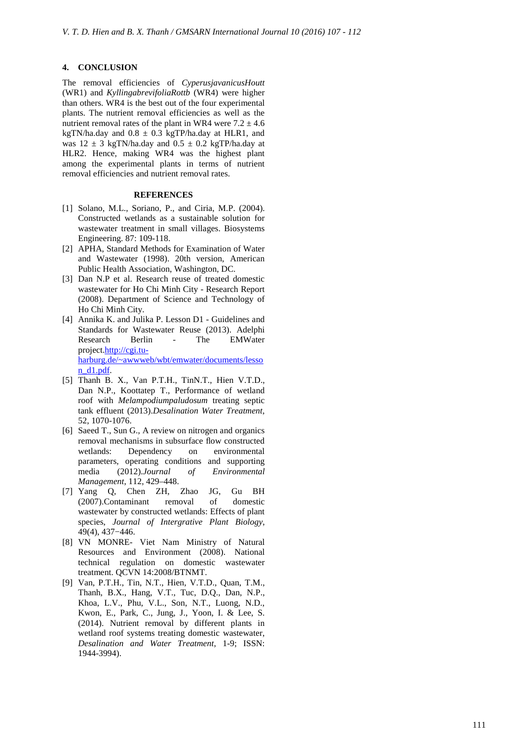## 4. CONCLUSION

The removal efficiencies of *CyperusjavanicusHoutt* (WR1) and *KyllingabrevifoliaRottb* (WR4) were higher than others. WR4 is the best out of the four experimental plants. The nutrient removal efficiencies as well as the nutrient removal rates of the plant in WR4 were 7.2 ± 4.6 kgTN/ha.day and 0.8 ± 0.3 kgTP/ha.day at HLR1, and was 12 ± 3 kgTN/ha.day and 0.5 ± 0.2 kgTP/ha.day at HLR2. Hence, making WR4 was the highest plant among the experimental plants in terms of nutrient removal efficiencies and nutrient removal rates.

## REFERENCES

[1] Solano, M.L., Soriano, P., and Ciria, M.P. (2004). Constructed wetlands as a sustainable solution for wastewater treatment in small villages. Biosystems Engineering. 87: 109-118.

[2] APHA, Standard Methods for Examination of Water and Wastewater (1998). 20th version, American Public Health Association, Washington, DC.

[3] Dan N.P et al. Research reuse of treated domestic wastewater for Ho Chi Minh City - Research Report (2008). Department of Science and Technology of Ho Chi Minh City.

[4] Annika K. and Julika P. Lesson D1 - Guidelines and Standards for Wastewater Reuse (2013). Adelphi Research Berlin - The EMWater project.http://cgi.tu-harburg.de/~awwweb/wbt/emwater/documents/lesson_d1.pdf.

[5] Thanh B. X., Van P.T.H., TinN.T., Hien V.T.D., Dan N.P., Koottatep T., Performance of wetland roof with *Melampodiumpaludosum* treating septic tank effluent (2013).*Desalination Water Treatment*, 52, 1070-1076.

[6] Saeed T., Sun G., A review on nitrogen and organics removal mechanisms in subsurface flow constructed wetlands: Dependency on environmental parameters, operating conditions and supporting media (2012).*Journal of Environmental Management*, 112, 429–448.

[7] Yang Q, Chen ZH, Zhao JG, Gu BH (2007).Contaminant removal of domestic wastewater by constructed wetlands: Effects of plant species, *Journal of Intergrative Plant Biology*, 49(4), 437−446.

[8] VN MONRE- Viet Nam Ministry of Natural Resources and Environment (2008). National technical regulation on domestic wastewater treatment. QCVN 14:2008/BTNMT.

[9] Van, P.T.H., Tin, N.T., Hien, V.T.D., Quan, T.M., Thanh, B.X., Hang, V.T., Tuc, D.Q., Dan, N.P., Khoa, L.V., Phu, V.L., Son, N.T., Luong, N.D., Kwon, E., Park, C., Jung, J., Yoon, I. & Lee, S. (2014). Nutrient removal by different plants in wetland roof systems treating domestic wastewater, *Desalination and Water Treatment*, 1-9; ISSN: 1944-3994).